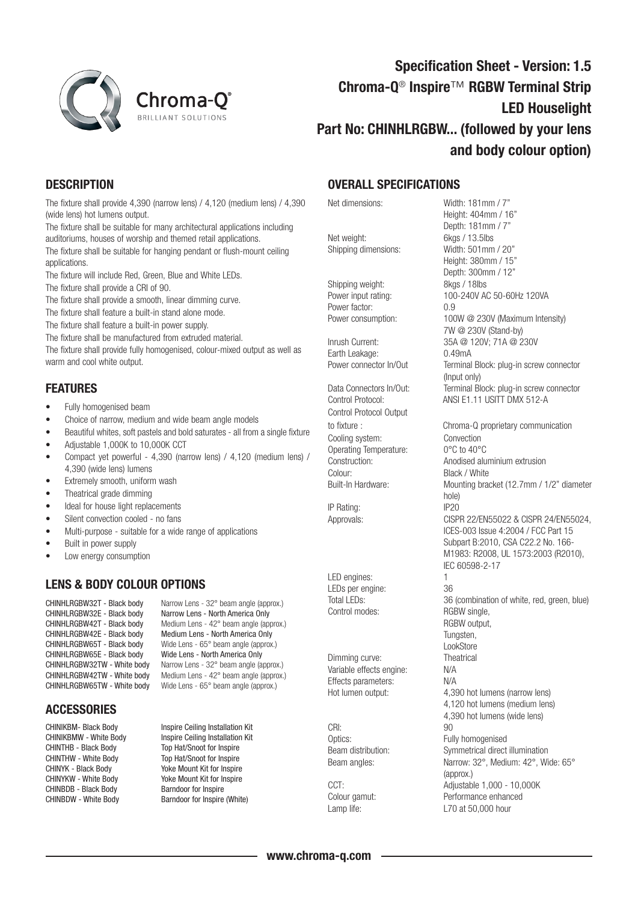# Specification Sheet - Version: 1.5

# Chroma-Q® Inspire™ RGBW Terminal Strip LED Houselight

# Part No: CHINHLRGBW... (followed by your lens and body colour option)

## DESCRIPTION

The fixture shall provide 4,390 (narrow lens) / 4,120 (medium lens) / 4,390 (wide lens) hot lumens output.

The fixture shall be suitable for many architectural applications including auditoriums, houses of worship and themed retail applications.

The fixture shall be suitable for hanging pendant or flush-mount ceiling applications.

The fixture will include Red, Green, Blue and White LEDs.

The fixture shall provide a CRI of 90.

The fixture shall provide a smooth, linear dimming curve.

The fixture shall feature a built-in stand alone mode.

The fixture shall feature a built-in power supply.

The fixture shall be manufactured from extruded material.

The fixture shall provide fully homogenised, colour-mixed output as well as warm and cool white output.

## FEATURES

- Fully homogenised beam
- Choice of narrow, medium and wide beam angle models
- Beautiful whites, soft pastels and bold saturates - all from a single fixture
- Adjustable 1,000K to 10,000K CCT
- Compact yet powerful - 4,390 (narrow lens) / 4,120 (medium lens) / 4,390 (wide lens) lumens
- Extremely smooth, uniform wash
- Theatrical grade dimming
- Ideal for house light replacements
- Silent convection cooled - no fans
- Multi-purpose - suitable for a wide range of applications
- Built in power supply
- Low energy consumption

## LENS & BODY COLOUR OPTIONS

| | |
|---|---|
| CHINHLRGBW32T - Black body | Narrow Lens - 32° beam angle (approx.) |
| CHINHLRGBW32E - Black body | Narrow Lens - North America Only |
| CHINHLRGBW42T - Black body | Medium Lens - 42° beam angle (approx.) |
| CHINHLRGBW42E - Black body | Medium Lens - North America Only |
| CHINHLRGBW65T - Black body | Wide Lens - 65° beam angle (approx.) |
| CHINHLRGBW65E - Black body | Wide Lens - North America Only |
| CHINHLRGBW32TW - White body | Narrow Lens - 32° beam angle (approx.) |
| CHINHLRGBW42TW - White body | Medium Lens - 42° beam angle (approx.) |
| CHINHLRGBW65TW - White body | Wide Lens - 65° beam angle (approx.) |

## ACCESSORIES

| | |
|---|---|
| CHINIKBM- Black Body | Inspire Ceiling Installation Kit |
| CHINIKBMW - White Body | Inspire Ceiling Installation Kit |
| CHINTHB - Black Body | Top Hat/Snoot for Inspire |
| CHINTHW - White Body | Top Hat/Snoot for Inspire |
| CHINYK - Black Body | Yoke Mount Kit for Inspire |
| CHINYKW - White Body | Yoke Mount Kit for Inspire |
| CHINBDB - Black Body | Barndoor for Inspire |
| CHINBDW - White Body | Barndoor for Inspire (White) |

## OVERALL SPECIFICATIONS

| | |
|---|---|
| Net dimensions: | Width: 181mm / 7"<br>Height: 404mm / 16"<br>Depth: 181mm / 7" |
| Net weight: | 6kgs / 13.5lbs |
| Shipping dimensions: | Width: 501mm / 20"<br>Height: 380mm / 15"<br>Depth: 300mm / 12" |
| Shipping weight: | 8kgs / 18lbs |
| Power input rating: | 100-240V AC 50-60Hz 120VA |
| Power factor: | 0.9 |
| Power consumption: | 100W @ 230V (Maximum Intensity)<br>7W @ 230V (Stand-by) |
| Inrush Current: | 35A @ 120V; 71A @ 230V |
| Earth Leakage: | 0.49mA |
| Power connector In/Out | Terminal Block: plug-in screw connector (Input only) |
| Data Connectors In/Out: | Terminal Block: plug-in screw connector |
| Control Protocol: | ANSI E1.11 USITT DMX 512-A |
| Control Protocol Output to fixture : | Chroma-Q proprietary communication |
| Cooling system: | Convection |
| Operating Temperature: | 0°C to 40°C |
| Construction: | Anodised aluminium extrusion |
| Colour: | Black / White |
| Built-In Hardware: | Mounting bracket (12.7mm / 1/2" diameter hole) |
| IP Rating: | IP20 |
| Approvals: | CISPR 22/EN55022 & CISPR 24/EN55024, ICES-003 Issue 4:2004 / FCC Part 15 Subpart B:2010, CSA C22.2 No. 166-M1983: R2008, UL 1573:2003 (R2010), IEC 60598-2-17 |
| LED engines: | 1 |
| LEDs per engine: | 36 |
| Total LEDs: | 36 (combination of white, red, green, blue) |
| Control modes: | RGBW single,<br>RGBW output,<br>Tungsten,<br>LookStore |
| Dimming curve: | Theatrical |
| Variable effects engine: | N/A |
| Effects parameters: | N/A |
| Hot lumen output: | 4,390 hot lumens (narrow lens)<br>4,120 hot lumens (medium lens)<br>4,390 hot lumens (wide lens) |
| CRI: | 90 |
| Optics: | Fully homogenised |
| Beam distribution: | Symmetrical direct illumination |
| Beam angles: | Narrow: 32°, Medium: 42°, Wide: 65° (approx.) |
| CCT: | Adjustable 1,000 - 10,000K |
| Colour gamut: | Performance enhanced |
| Lamp life: | L70 at 50,000 hour |

www.chroma-q.com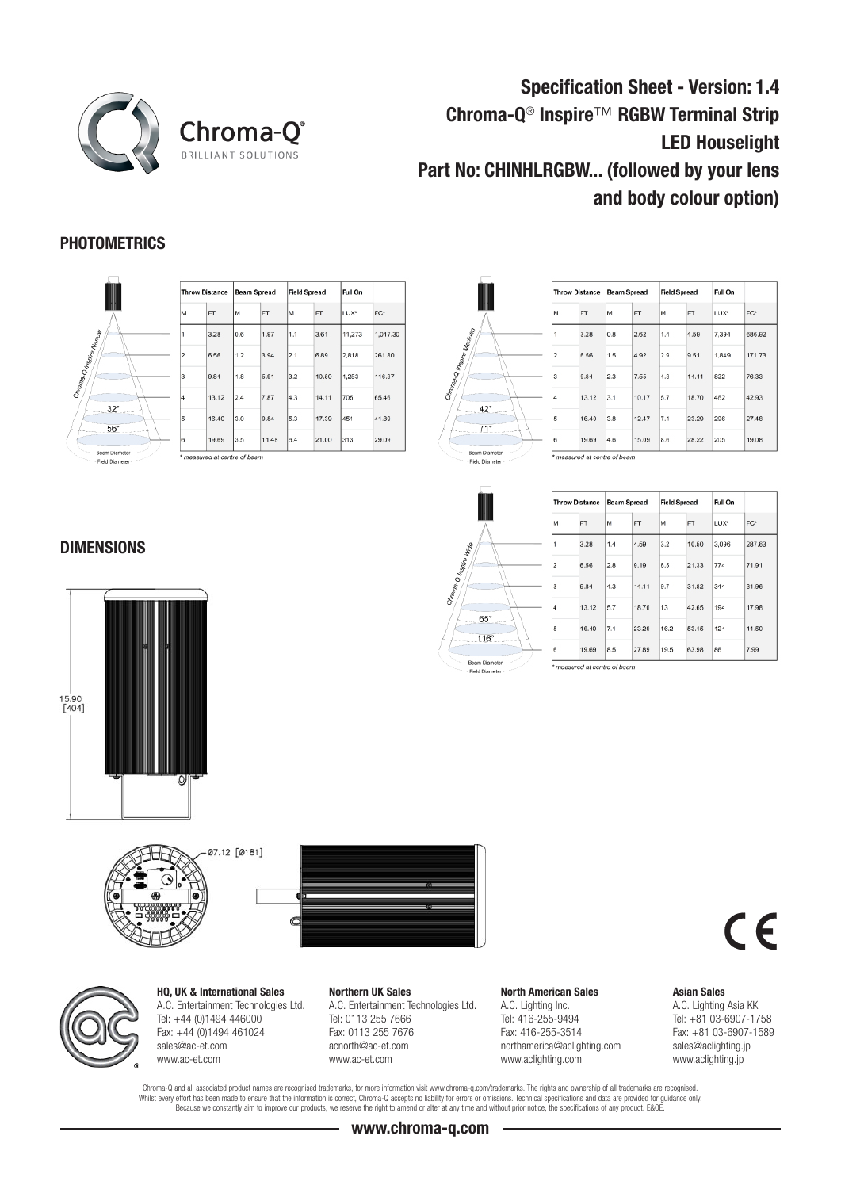## Specification Sheet - Version: 1.4
## Chroma-Q® Inspire™ RGBW Terminal Strip LED Houselight
## Part No: CHINHLRGBW... (followed by your lens and body colour option)

### PHOTOMETRICS

Chroma-Q Inspire Narrow

32°

56°

Beam Diameter

Field Diameter

| Throw Distance | | Beam Spread | | Field Spread | | Full On | |
|---|---|---|---|---|---|---|---|
| M | FT | M | FT | M | FT | LUX* | FC* |
| 1 | 3.28 | 0.6 | 1.97 | 1.1 | 3.61 | 11,273 | 1,047.30 |
| 2 | 6.56 | 1.2 | 3.94 | 2.1 | 6.89 | 2,818 | 261.80 |
| 3 | 9.84 | 1.8 | 5.91 | 3.2 | 10.50 | 1,253 | 116.37 |
| 4 | 13.12 | 2.4 | 7.87 | 4.3 | 14.11 | 705 | 65.46 |
| 5 | 16.40 | 3.0 | 9.84 | 5.3 | 17.39 | 451 | 41.89 |
| 6 | 19.69 | 3.5 | 11.48 | 6.4 | 21.00 | 313 | 29.09 |

* measured at centre of beam

Chroma-Q Inspire Medium

42°

71°

Beam Diameter

Field Diameter

| Throw Distance | | Beam Spread | | Field Spread | | Full On | |
|---|---|---|---|---|---|---|---|
| M | FT | M | FT | M | FT | LUX* | FC* |
| 1 | 3.28 | 0.8 | 2.62 | 1.4 | 4.59 | 7,394 | 686.92 |
| 2 | 6.56 | 1.5 | 4.92 | 2.9 | 9.51 | 1,849 | 171.73 |
| 3 | 9.84 | 2.3 | 7.55 | 4.3 | 14.11 | 822 | 76.33 |
| 4 | 13.12 | 3.1 | 10.17 | 5.7 | 18.70 | 462 | 42.93 |
| 5 | 16.40 | 3.8 | 12.47 | 7.1 | 23.29 | 296 | 27.48 |
| 6 | 19.69 | 4.6 | 15.09 | 8.6 | 28.22 | 205 | 19.08 |

* measured at centre of beam

Chroma-Q Inspire Wide

65°

116°

Beam Diameter

Field Diameter

| Throw Distance | | Beam Spread | | Field Spread | | Full On | |
|---|---|---|---|---|---|---|---|
| M | FT | M | FT | M | FT | LUX* | FC* |
| 1 | 3.28 | 1.4 | 4.59 | 3.2 | 10.50 | 3,096 | 287.63 |
| 2 | 6.56 | 2.8 | 9.19 | 6.5 | 21.33 | 774 | 71.91 |
| 3 | 9.84 | 4.3 | 14.11 | 9.7 | 31.82 | 344 | 31.96 |
| 4 | 13.12 | 5.7 | 18.70 | 13 | 42.65 | 194 | 17.98 |
| 5 | 16.40 | 7.1 | 23.29 | 16.2 | 53.15 | 124 | 11.50 |
| 6 | 19.69 | 8.5 | 27.89 | 19.5 | 63.98 | 86 | 7.99 |

* measured at centre of beam

### DIMENSIONS

15.90 [404]

Ø7.12 [Ø181]

**HQ, UK & International Sales**
A.C. Entertainment Technologies Ltd.
Tel: +44 (0)1494 446000
Fax: +44 (0)1494 461024
sales@ac-et.com
www.ac-et.com

**Northern UK Sales**
A.C. Entertainment Technologies Ltd.
Tel: 0113 255 7666
Fax: 0113 255 7676
acnorth@ac-et.com
www.ac-et.com

**North American Sales**
A.C. Lighting Inc.
Tel: 416-255-9494
Fax: 416-255-3514
northamerica@aclighting.com
www.aclighting.com

**Asian Sales**
A.C. Lighting Asia KK
Tel: +81 03-6907-1758
Fax: +81 03-6907-1589
sales@aclighting.jp
www.aclighting.jp

Chroma-Q and all associated product names are recognised trademarks, for more information visit www.chroma-q.com/trademarks. The rights and ownership of all trademarks are recognised. Whilst every effort has been made to ensure that the information is correct, Chroma-Q accepts no liability for errors or omissions. Technical specifications and data are provided for guidance only. Because we constantly aim to improve our products, we reserve the right to amend or alter at any time and without prior notice, the specifications of any product. E&OE.

**www.chroma-q.com**